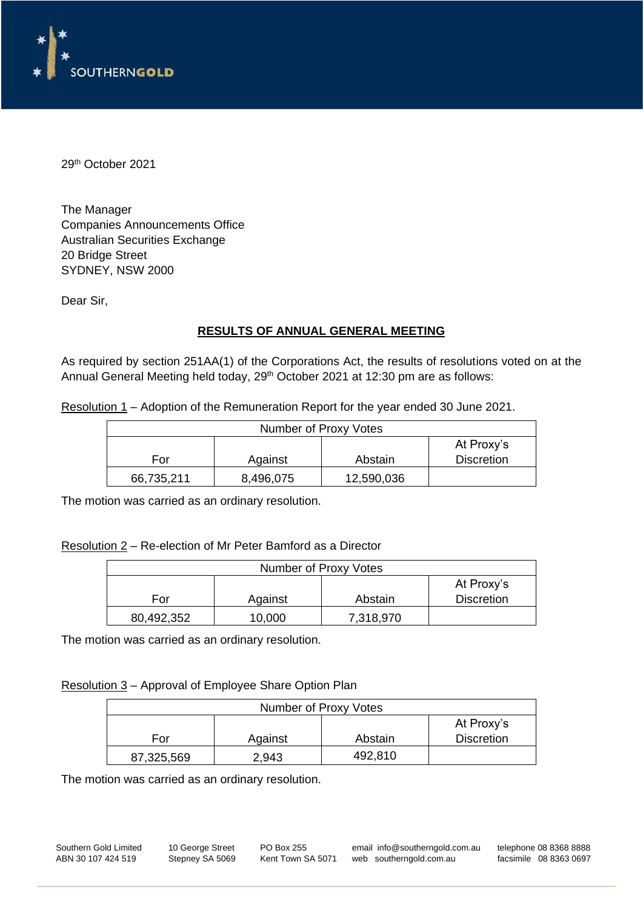SOUTHERNGOLD

29th October 2021

The Manager
Companies Announcements Office
Australian Securities Exchange
20 Bridge Street
SYDNEY, NSW 2000

Dear Sir,

## RESULTS OF ANNUAL GENERAL MEETING

As required by section 251AA(1) of the Corporations Act, the results of resolutions voted on at the Annual General Meeting held today, 29th October 2021 at 12:30 pm are as follows:

Resolution 1 – Adoption of the Remuneration Report for the year ended 30 June 2021.

| Number of Proxy Votes | | | |
|---|---|---|---|
| For | Against | Abstain | At Proxy's Discretion |
| 66,735,211 | 8,496,075 | 12,590,036 | |

The motion was carried as an ordinary resolution.

Resolution 2 – Re-election of Mr Peter Bamford as a Director

| Number of Proxy Votes | | | |
|---|---|---|---|
| For | Against | Abstain | At Proxy's Discretion |
| 80,492,352 | 10,000 | 7,318,970 | |

The motion was carried as an ordinary resolution.

Resolution 3 – Approval of Employee Share Option Plan

| Number of Proxy Votes | | | |
|---|---|---|---|
| For | Against | Abstain | At Proxy's Discretion |
| 87,325,569 | 2,943 | 492,810 | |

The motion was carried as an ordinary resolution.

Southern Gold Limited
ABN 30 107 424 519

10 George Street
Stepney SA 5069

PO Box 255
Kent Town SA 5071

email info@southerngold.com.au
web southerngold.com.au

telephone 08 8368 8888
facsimile 08 8363 0697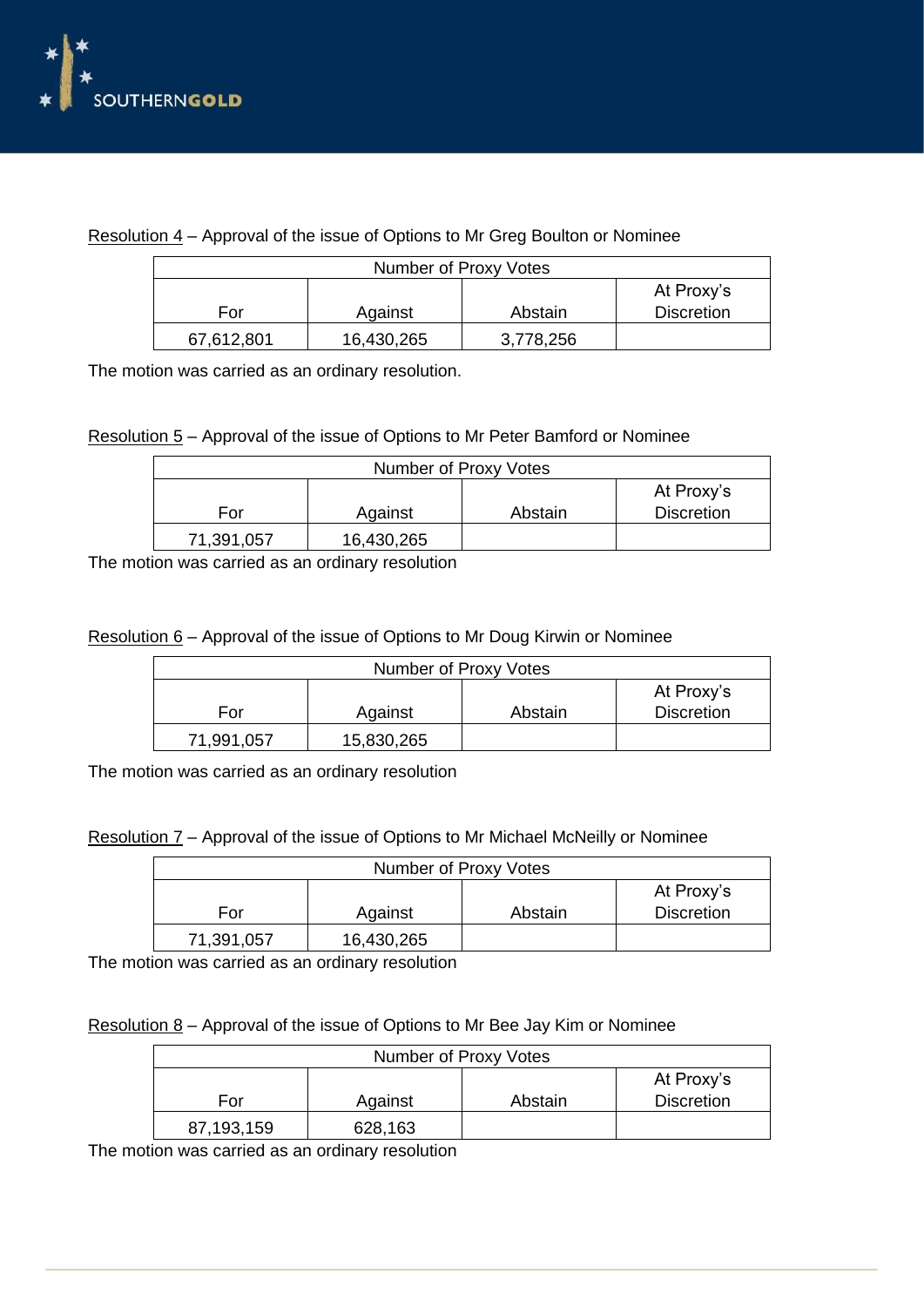Resolution 4 – Approval of the issue of Options to Mr Greg Boulton or Nominee

| Number of Proxy Votes | | | |
|---|---|---|---|
| For | Against | Abstain | At Proxy's Discretion |
| 67,612,801 | 16,430,265 | 3,778,256 | |

The motion was carried as an ordinary resolution.

Resolution 5 – Approval of the issue of Options to Mr Peter Bamford or Nominee

| Number of Proxy Votes | | | |
|---|---|---|---|
| For | Against | Abstain | At Proxy's Discretion |
| 71,391,057 | 16,430,265 | | |

The motion was carried as an ordinary resolution

Resolution 6 – Approval of the issue of Options to Mr Doug Kirwin or Nominee

| Number of Proxy Votes | | | |
|---|---|---|---|
| For | Against | Abstain | At Proxy's Discretion |
| 71,991,057 | 15,830,265 | | |

The motion was carried as an ordinary resolution

Resolution 7 – Approval of the issue of Options to Mr Michael McNeilly or Nominee

| Number of Proxy Votes | | | |
|---|---|---|---|
| For | Against | Abstain | At Proxy's Discretion |
| 71,391,057 | 16,430,265 | | |

The motion was carried as an ordinary resolution

Resolution 8 – Approval of the issue of Options to Mr Bee Jay Kim or Nominee

| Number of Proxy Votes | | | |
|---|---|---|---|
| For | Against | Abstain | At Proxy's Discretion |
| 87,193,159 | 628,163 | | |

The motion was carried as an ordinary resolution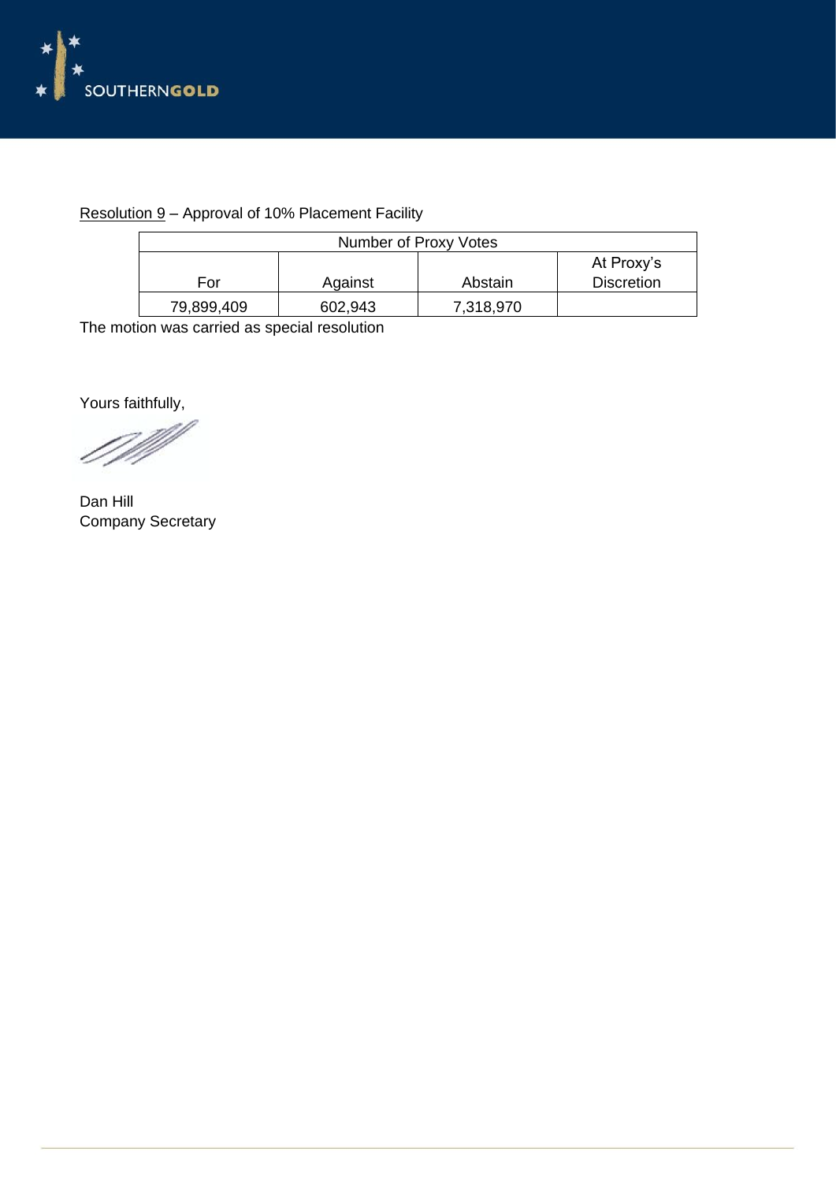Resolution 9 – Approval of 10% Placement Facility

| Number of Proxy Votes | | | |
|---|---|---|---|
| For | Against | Abstain | At Proxy's Discretion |
| 79,899,409 | 602,943 | 7,318,970 | |

The motion was carried as special resolution

Yours faithfully,

Dan Hill
Company Secretary